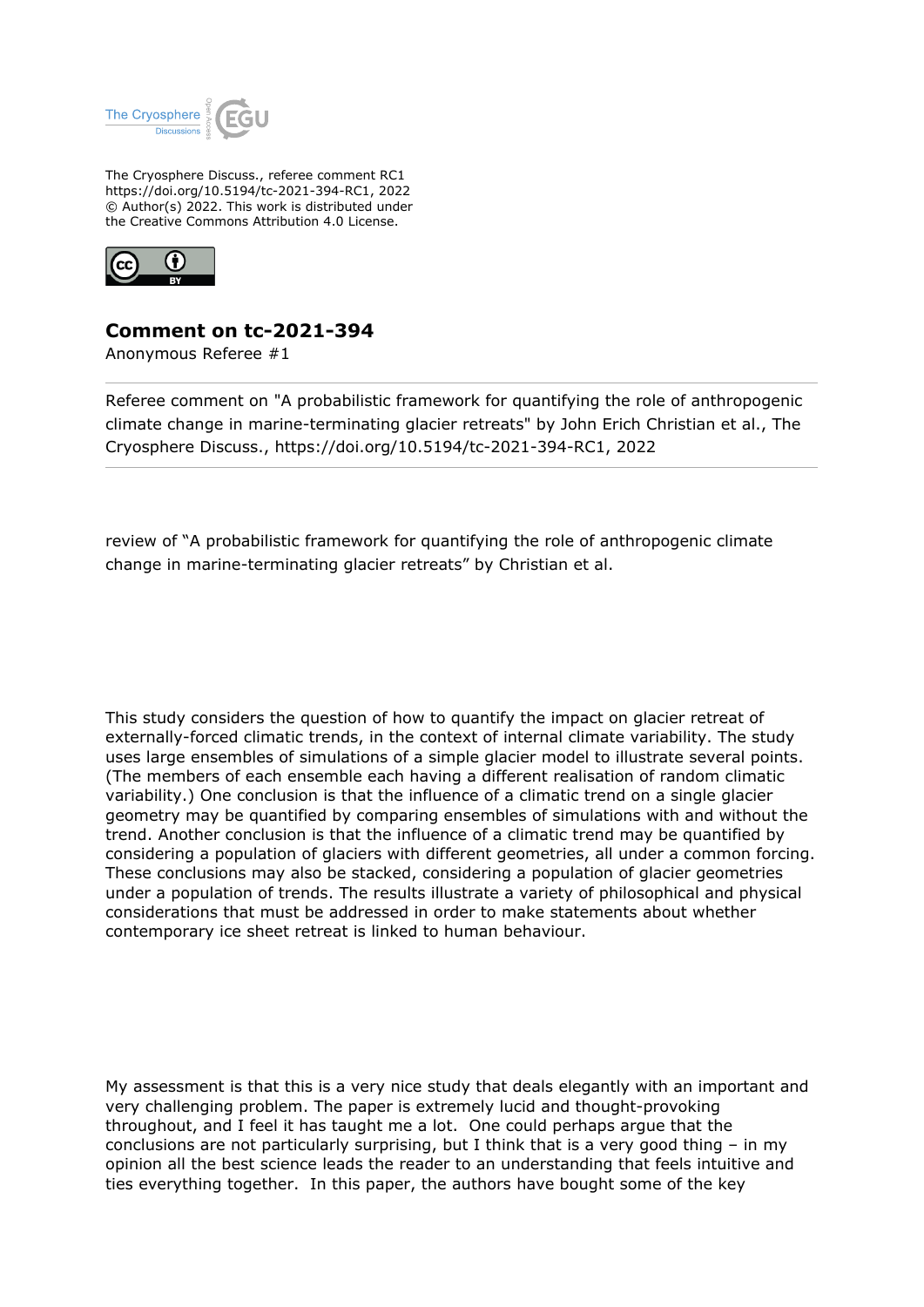The Cryosphere Discuss., referee comment RC1
https://doi.org/10.5194/tc-2021-394-RC1, 2022
© Author(s) 2022. This work is distributed under
the Creative Commons Attribution 4.0 License.

## Comment on tc-2021-394

Anonymous Referee #1

Referee comment on "A probabilistic framework for quantifying the role of anthropogenic climate change in marine-terminating glacier retreats" by John Erich Christian et al., The Cryosphere Discuss., https://doi.org/10.5194/tc-2021-394-RC1, 2022

review of "A probabilistic framework for quantifying the role of anthropogenic climate change in marine-terminating glacier retreats" by Christian et al.

This study considers the question of how to quantify the impact on glacier retreat of externally-forced climatic trends, in the context of internal climate variability. The study uses large ensembles of simulations of a simple glacier model to illustrate several points. (The members of each ensemble each having a different realisation of random climatic variability.) One conclusion is that the influence of a climatic trend on a single glacier geometry may be quantified by comparing ensembles of simulations with and without the trend. Another conclusion is that the influence of a climatic trend may be quantified by considering a population of glaciers with different geometries, all under a common forcing. These conclusions may also be stacked, considering a population of glacier geometries under a population of trends. The results illustrate a variety of philosophical and physical considerations that must be addressed in order to make statements about whether contemporary ice sheet retreat is linked to human behaviour.

My assessment is that this is a very nice study that deals elegantly with an important and very challenging problem. The paper is extremely lucid and thought-provoking throughout, and I feel it has taught me a lot. One could perhaps argue that the conclusions are not particularly surprising, but I think that is a very good thing – in my opinion all the best science leads the reader to an understanding that feels intuitive and ties everything together. In this paper, the authors have bought some of the key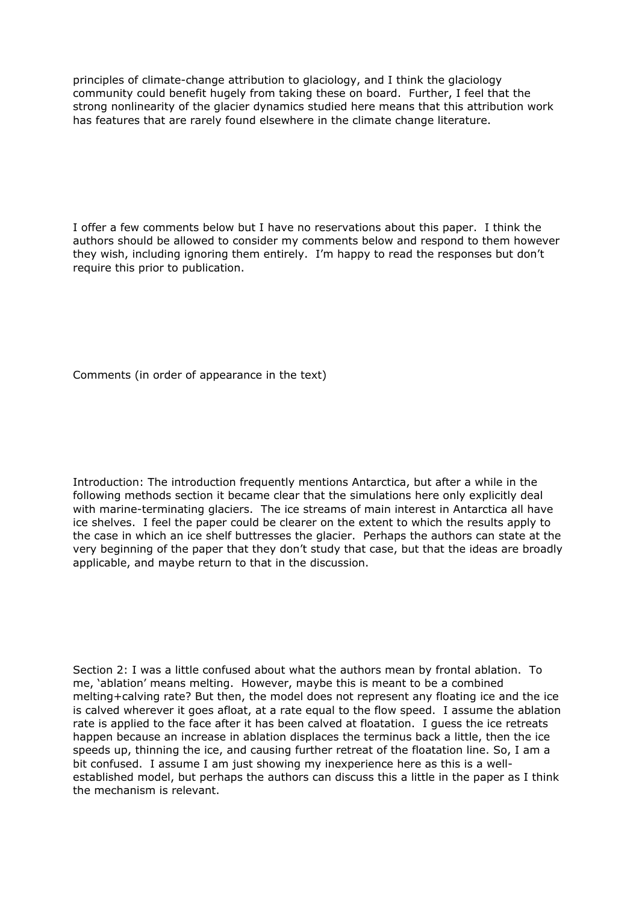principles of climate-change attribution to glaciology, and I think the glaciology community could benefit hugely from taking these on board. Further, I feel that the strong nonlinearity of the glacier dynamics studied here means that this attribution work has features that are rarely found elsewhere in the climate change literature.

I offer a few comments below but I have no reservations about this paper. I think the authors should be allowed to consider my comments below and respond to them however they wish, including ignoring them entirely. I'm happy to read the responses but don't require this prior to publication.

Comments (in order of appearance in the text)

Introduction: The introduction frequently mentions Antarctica, but after a while in the following methods section it became clear that the simulations here only explicitly deal with marine-terminating glaciers. The ice streams of main interest in Antarctica all have ice shelves. I feel the paper could be clearer on the extent to which the results apply to the case in which an ice shelf buttresses the glacier. Perhaps the authors can state at the very beginning of the paper that they don't study that case, but that the ideas are broadly applicable, and maybe return to that in the discussion.

Section 2: I was a little confused about what the authors mean by frontal ablation. To me, 'ablation' means melting. However, maybe this is meant to be a combined melting+calving rate? But then, the model does not represent any floating ice and the ice is calved wherever it goes afloat, at a rate equal to the flow speed. I assume the ablation rate is applied to the face after it has been calved at floatation. I guess the ice retreats happen because an increase in ablation displaces the terminus back a little, then the ice speeds up, thinning the ice, and causing further retreat of the floatation line. So, I am a bit confused. I assume I am just showing my inexperience here as this is a well-established model, but perhaps the authors can discuss this a little in the paper as I think the mechanism is relevant.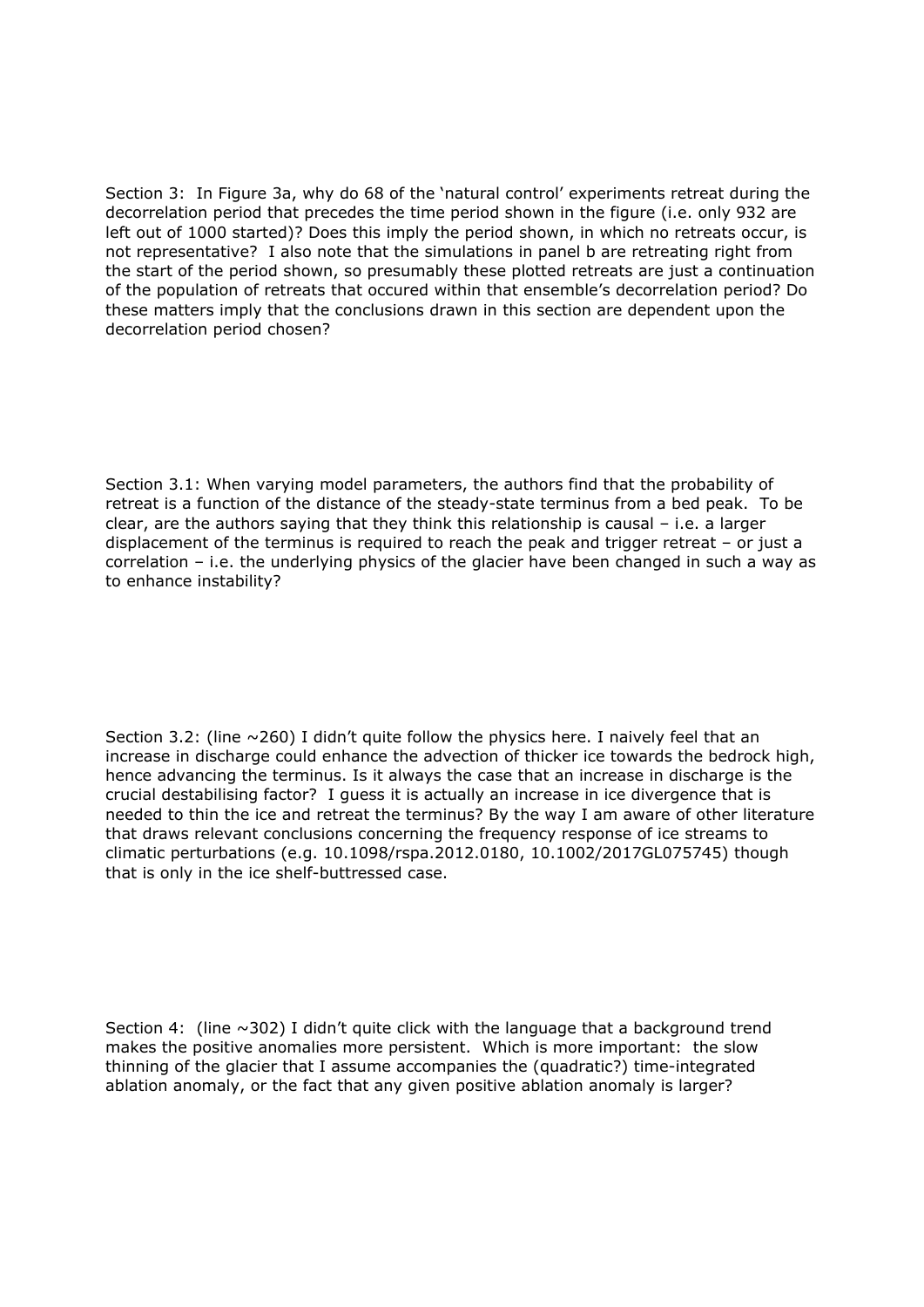Section 3: In Figure 3a, why do 68 of the 'natural control' experiments retreat during the decorrelation period that precedes the time period shown in the figure (i.e. only 932 are left out of 1000 started)? Does this imply the period shown, in which no retreats occur, is not representative? I also note that the simulations in panel b are retreating right from the start of the period shown, so presumably these plotted retreats are just a continuation of the population of retreats that occured within that ensemble's decorrelation period? Do these matters imply that the conclusions drawn in this section are dependent upon the decorrelation period chosen?

Section 3.1: When varying model parameters, the authors find that the probability of retreat is a function of the distance of the steady-state terminus from a bed peak. To be clear, are the authors saying that they think this relationship is causal – i.e. a larger displacement of the terminus is required to reach the peak and trigger retreat – or just a correlation – i.e. the underlying physics of the glacier have been changed in such a way as to enhance instability?

Section 3.2: (line ~260) I didn't quite follow the physics here. I naively feel that an increase in discharge could enhance the advection of thicker ice towards the bedrock high, hence advancing the terminus. Is it always the case that an increase in discharge is the crucial destabilising factor? I guess it is actually an increase in ice divergence that is needed to thin the ice and retreat the terminus? By the way I am aware of other literature that draws relevant conclusions concerning the frequency response of ice streams to climatic perturbations (e.g. 10.1098/rspa.2012.0180, 10.1002/2017GL075745) though that is only in the ice shelf-buttressed case.

Section 4: (line ~302) I didn't quite click with the language that a background trend makes the positive anomalies more persistent. Which is more important: the slow thinning of the glacier that I assume accompanies the (quadratic?) time-integrated ablation anomaly, or the fact that any given positive ablation anomaly is larger?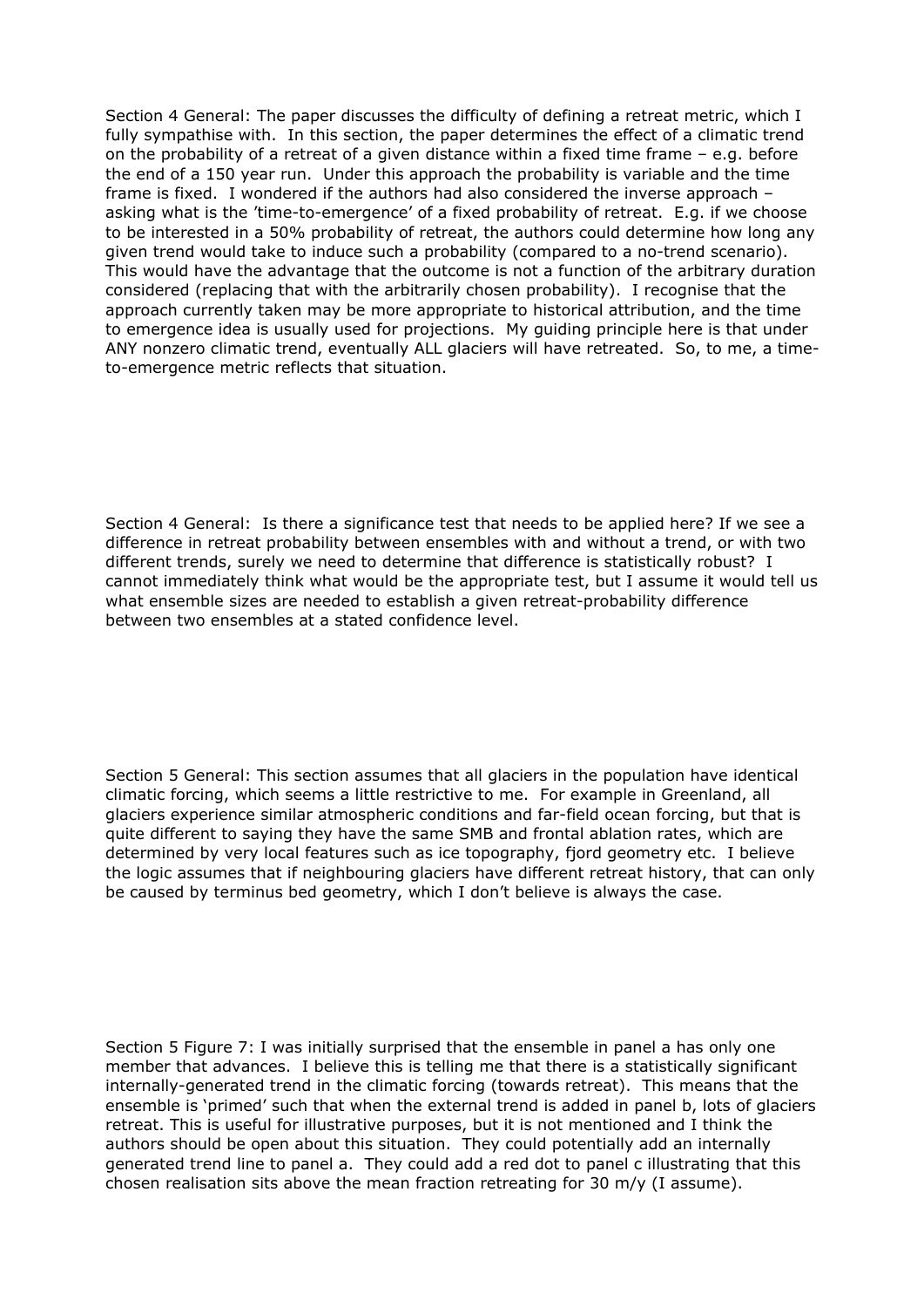Section 4 General: The paper discusses the difficulty of defining a retreat metric, which I fully sympathise with. In this section, the paper determines the effect of a climatic trend on the probability of a retreat of a given distance within a fixed time frame – e.g. before the end of a 150 year run. Under this approach the probability is variable and the time frame is fixed. I wondered if the authors had also considered the inverse approach – asking what is the 'time-to-emergence' of a fixed probability of retreat. E.g. if we choose to be interested in a 50% probability of retreat, the authors could determine how long any given trend would take to induce such a probability (compared to a no-trend scenario). This would have the advantage that the outcome is not a function of the arbitrary duration considered (replacing that with the arbitrarily chosen probability). I recognise that the approach currently taken may be more appropriate to historical attribution, and the time to emergence idea is usually used for projections. My guiding principle here is that under ANY nonzero climatic trend, eventually ALL glaciers will have retreated. So, to me, a time-to-emergence metric reflects that situation.

Section 4 General: Is there a significance test that needs to be applied here? If we see a difference in retreat probability between ensembles with and without a trend, or with two different trends, surely we need to determine that difference is statistically robust? I cannot immediately think what would be the appropriate test, but I assume it would tell us what ensemble sizes are needed to establish a given retreat-probability difference between two ensembles at a stated confidence level.

Section 5 General: This section assumes that all glaciers in the population have identical climatic forcing, which seems a little restrictive to me. For example in Greenland, all glaciers experience similar atmospheric conditions and far-field ocean forcing, but that is quite different to saying they have the same SMB and frontal ablation rates, which are determined by very local features such as ice topography, fjord geometry etc. I believe the logic assumes that if neighbouring glaciers have different retreat history, that can only be caused by terminus bed geometry, which I don't believe is always the case.

Section 5 Figure 7: I was initially surprised that the ensemble in panel a has only one member that advances. I believe this is telling me that there is a statistically significant internally-generated trend in the climatic forcing (towards retreat). This means that the ensemble is 'primed' such that when the external trend is added in panel b, lots of glaciers retreat. This is useful for illustrative purposes, but it is not mentioned and I think the authors should be open about this situation. They could potentially add an internally generated trend line to panel a. They could add a red dot to panel c illustrating that this chosen realisation sits above the mean fraction retreating for 30 m/y (I assume).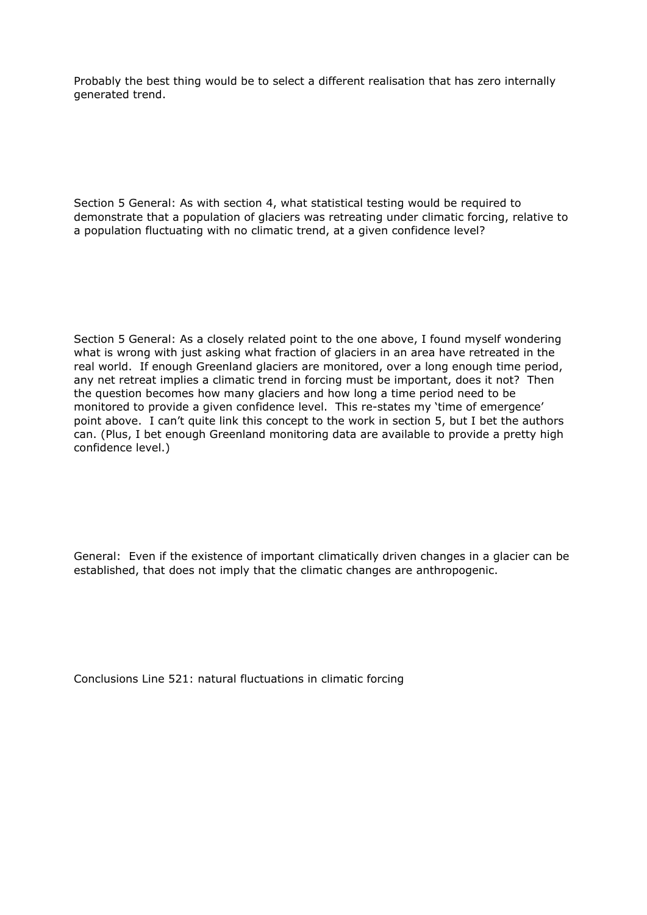Probably the best thing would be to select a different realisation that has zero internally generated trend.

Section 5 General: As with section 4, what statistical testing would be required to demonstrate that a population of glaciers was retreating under climatic forcing, relative to a population fluctuating with no climatic trend, at a given confidence level?

Section 5 General: As a closely related point to the one above, I found myself wondering what is wrong with just asking what fraction of glaciers in an area have retreated in the real world. If enough Greenland glaciers are monitored, over a long enough time period, any net retreat implies a climatic trend in forcing must be important, does it not? Then the question becomes how many glaciers and how long a time period need to be monitored to provide a given confidence level. This re-states my 'time of emergence' point above. I can't quite link this concept to the work in section 5, but I bet the authors can. (Plus, I bet enough Greenland monitoring data are available to provide a pretty high confidence level.)

General: Even if the existence of important climatically driven changes in a glacier can be established, that does not imply that the climatic changes are anthropogenic.

Conclusions Line 521: natural fluctuations in climatic forcing